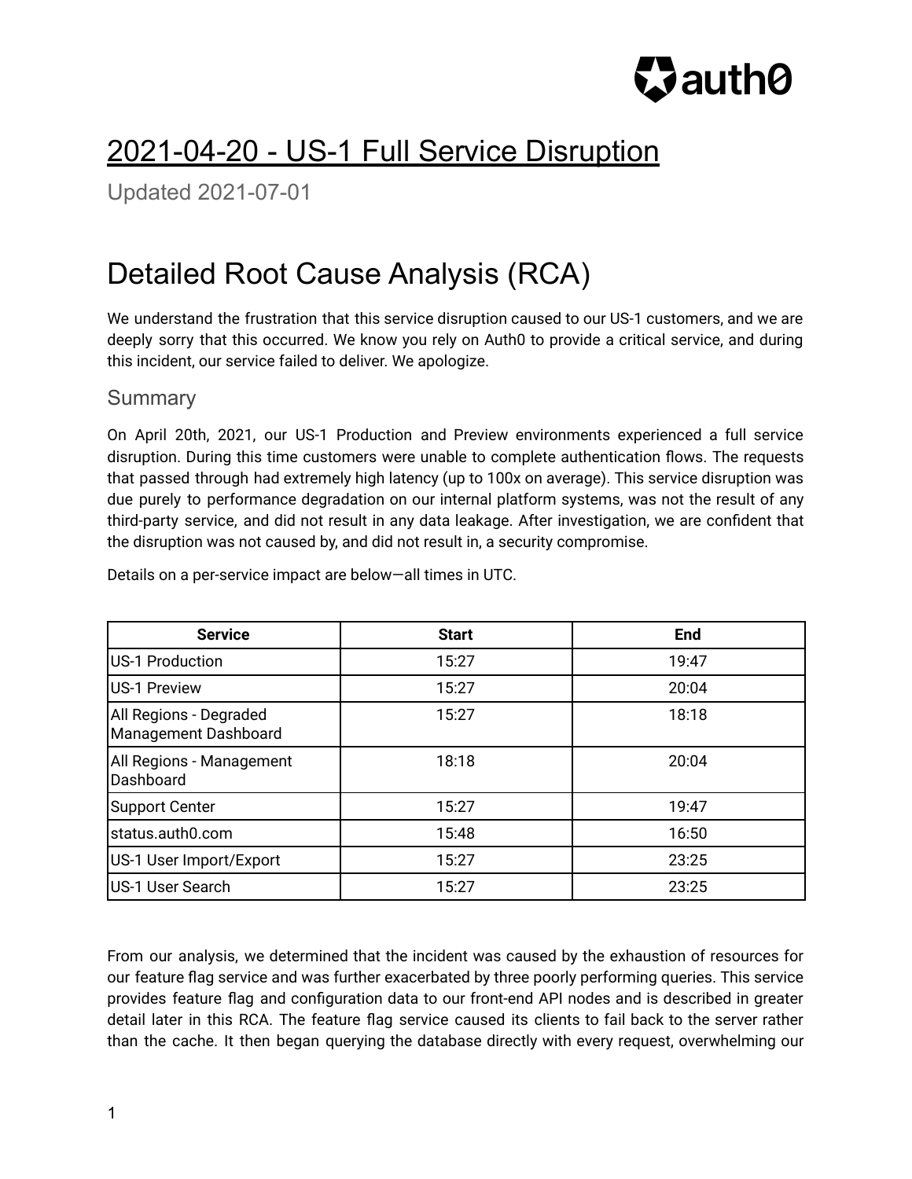# 2021-04-20 - US-1 Full Service Disruption

Updated 2021-07-01

# Detailed Root Cause Analysis (RCA)

We understand the frustration that this service disruption caused to our US-1 customers, and we are deeply sorry that this occurred. We know you rely on Auth0 to provide a critical service, and during this incident, our service failed to deliver. We apologize.

## Summary

On April 20th, 2021, our US-1 Production and Preview environments experienced a full service disruption. During this time customers were unable to complete authentication flows. The requests that passed through had extremely high latency (up to 100x on average). This service disruption was due purely to performance degradation on our internal platform systems, was not the result of any third-party service, and did not result in any data leakage. After investigation, we are confident that the disruption was not caused by, and did not result in, a security compromise.

Details on a per-service impact are below—all times in UTC.

| Service | Start | End |
|---|---|---|
| US-1 Production | 15:27 | 19:47 |
| US-1 Preview | 15:27 | 20:04 |
| All Regions - Degraded Management Dashboard | 15:27 | 18:18 |
| All Regions - Management Dashboard | 18:18 | 20:04 |
| Support Center | 15:27 | 19:47 |
| status.auth0.com | 15:48 | 16:50 |
| US-1 User Import/Export | 15:27 | 23:25 |
| US-1 User Search | 15:27 | 23:25 |

From our analysis, we determined that the incident was caused by the exhaustion of resources for our feature flag service and was further exacerbated by three poorly performing queries. This service provides feature flag and configuration data to our front-end API nodes and is described in greater detail later in this RCA. The feature flag service caused its clients to fail back to the server rather than the cache. It then began querying the database directly with every request, overwhelming our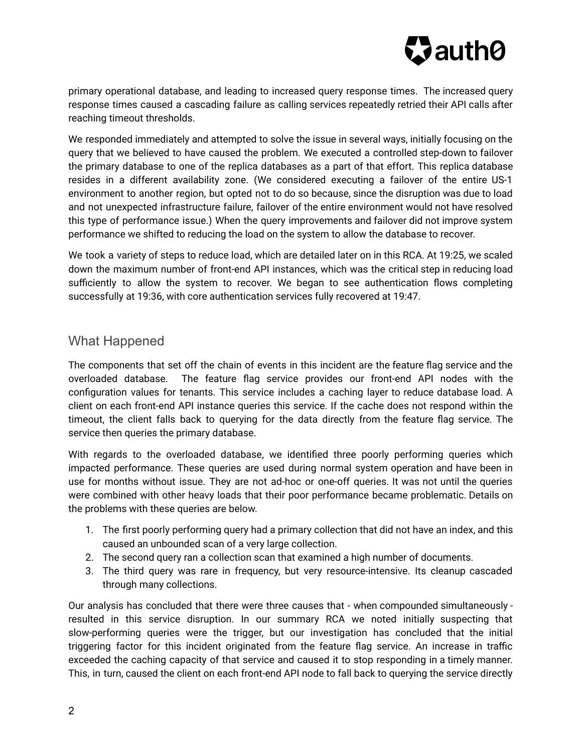primary operational database, and leading to increased query response times. The increased query response times caused a cascading failure as calling services repeatedly retried their API calls after reaching timeout thresholds.

We responded immediately and attempted to solve the issue in several ways, initially focusing on the query that we believed to have caused the problem. We executed a controlled step-down to failover the primary database to one of the replica databases as a part of that effort. This replica database resides in a different availability zone. (We considered executing a failover of the entire US-1 environment to another region, but opted not to do so because, since the disruption was due to load and not unexpected infrastructure failure, failover of the entire environment would not have resolved this type of performance issue.) When the query improvements and failover did not improve system performance we shifted to reducing the load on the system to allow the database to recover.

We took a variety of steps to reduce load, which are detailed later on in this RCA. At 19:25, we scaled down the maximum number of front-end API instances, which was the critical step in reducing load sufficiently to allow the system to recover. We began to see authentication flows completing successfully at 19:36, with core authentication services fully recovered at 19:47.

## What Happened

The components that set off the chain of events in this incident are the feature flag service and the overloaded database. The feature flag service provides our front-end API nodes with the configuration values for tenants. This service includes a caching layer to reduce database load. A client on each front-end API instance queries this service. If the cache does not respond within the timeout, the client falls back to querying for the data directly from the feature flag service. The service then queries the primary database.

With regards to the overloaded database, we identified three poorly performing queries which impacted performance. These queries are used during normal system operation and have been in use for months without issue. They are not ad-hoc or one-off queries. It was not until the queries were combined with other heavy loads that their poor performance became problematic. Details on the problems with these queries are below.

1. The first poorly performing query had a primary collection that did not have an index, and this caused an unbounded scan of a very large collection.
2. The second query ran a collection scan that examined a high number of documents.
3. The third query was rare in frequency, but very resource-intensive. Its cleanup cascaded through many collections.

Our analysis has concluded that there were three causes that - when compounded simultaneously - resulted in this service disruption. In our summary RCA we noted initially suspecting that slow-performing queries were the trigger, but our investigation has concluded that the initial triggering factor for this incident originated from the feature flag service. An increase in traffic exceeded the caching capacity of that service and caused it to stop responding in a timely manner. This, in turn, caused the client on each front-end API node to fall back to querying the service directly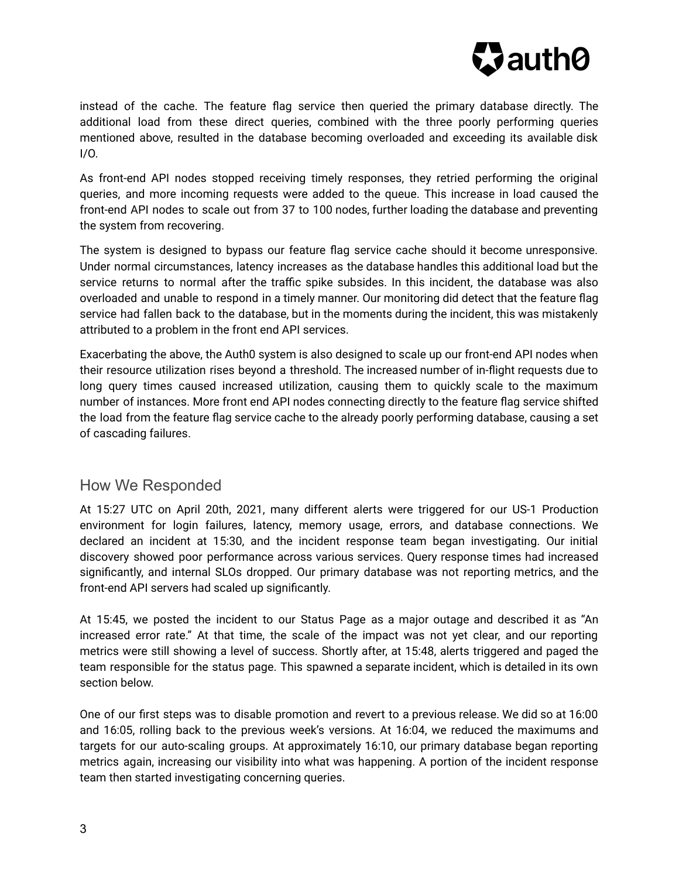instead of the cache. The feature flag service then queried the primary database directly. The additional load from these direct queries, combined with the three poorly performing queries mentioned above, resulted in the database becoming overloaded and exceeding its available disk I/O.

As front-end API nodes stopped receiving timely responses, they retried performing the original queries, and more incoming requests were added to the queue. This increase in load caused the front-end API nodes to scale out from 37 to 100 nodes, further loading the database and preventing the system from recovering.

The system is designed to bypass our feature flag service cache should it become unresponsive. Under normal circumstances, latency increases as the database handles this additional load but the service returns to normal after the traffic spike subsides. In this incident, the database was also overloaded and unable to respond in a timely manner. Our monitoring did detect that the feature flag service had fallen back to the database, but in the moments during the incident, this was mistakenly attributed to a problem in the front end API services.

Exacerbating the above, the Auth0 system is also designed to scale up our front-end API nodes when their resource utilization rises beyond a threshold. The increased number of in-flight requests due to long query times caused increased utilization, causing them to quickly scale to the maximum number of instances. More front end API nodes connecting directly to the feature flag service shifted the load from the feature flag service cache to the already poorly performing database, causing a set of cascading failures.

## How We Responded

At 15:27 UTC on April 20th, 2021, many different alerts were triggered for our US-1 Production environment for login failures, latency, memory usage, errors, and database connections. We declared an incident at 15:30, and the incident response team began investigating. Our initial discovery showed poor performance across various services. Query response times had increased significantly, and internal SLOs dropped. Our primary database was not reporting metrics, and the front-end API servers had scaled up significantly.

At 15:45, we posted the incident to our Status Page as a major outage and described it as "An increased error rate." At that time, the scale of the impact was not yet clear, and our reporting metrics were still showing a level of success. Shortly after, at 15:48, alerts triggered and paged the team responsible for the status page. This spawned a separate incident, which is detailed in its own section below.

One of our first steps was to disable promotion and revert to a previous release. We did so at 16:00 and 16:05, rolling back to the previous week's versions. At 16:04, we reduced the maximums and targets for our auto-scaling groups. At approximately 16:10, our primary database began reporting metrics again, increasing our visibility into what was happening. A portion of the incident response team then started investigating concerning queries.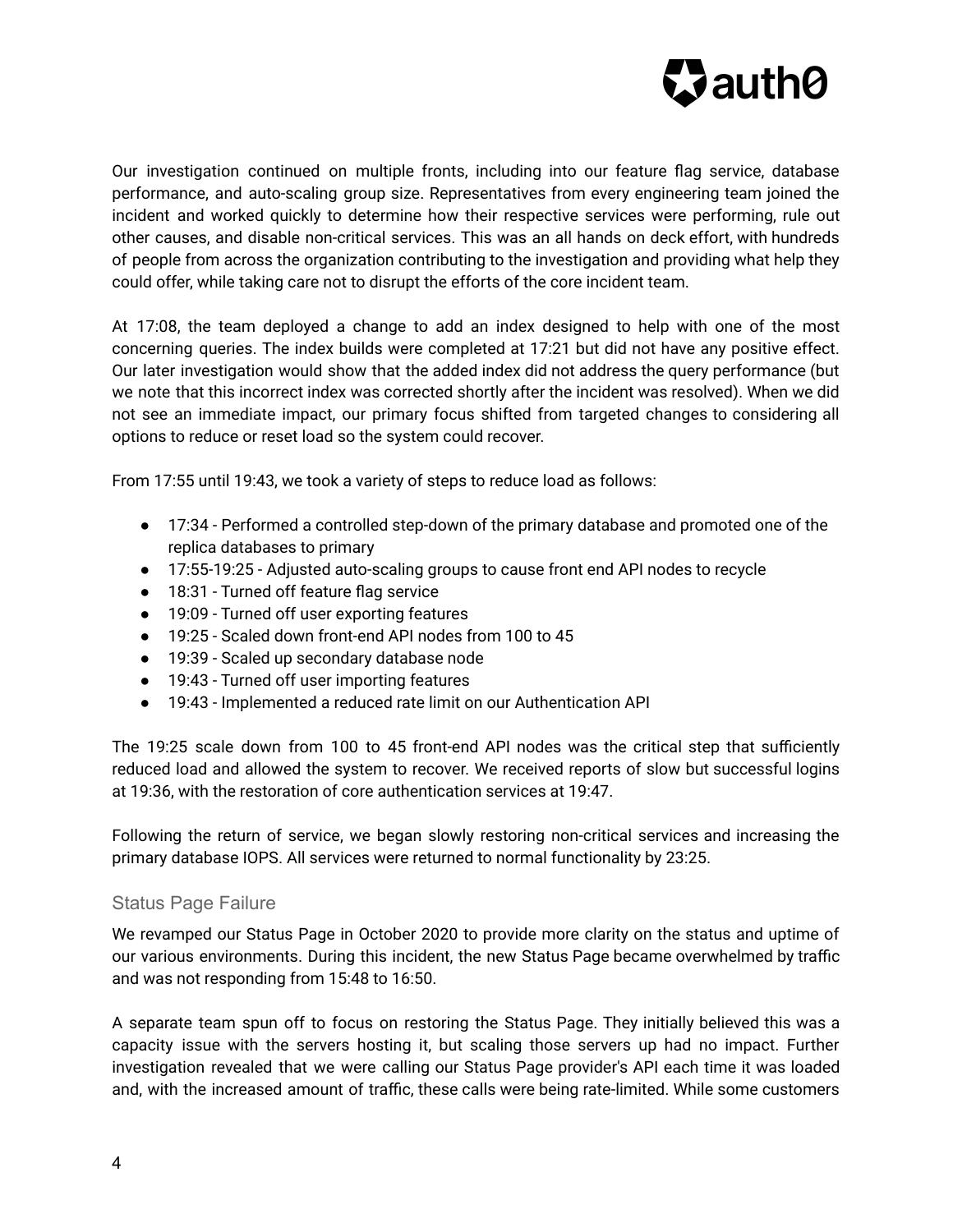Our investigation continued on multiple fronts, including into our feature flag service, database performance, and auto-scaling group size. Representatives from every engineering team joined the incident and worked quickly to determine how their respective services were performing, rule out other causes, and disable non-critical services. This was an all hands on deck effort, with hundreds of people from across the organization contributing to the investigation and providing what help they could offer, while taking care not to disrupt the efforts of the core incident team.

At 17:08, the team deployed a change to add an index designed to help with one of the most concerning queries. The index builds were completed at 17:21 but did not have any positive effect. Our later investigation would show that the added index did not address the query performance (but we note that this incorrect index was corrected shortly after the incident was resolved). When we did not see an immediate impact, our primary focus shifted from targeted changes to considering all options to reduce or reset load so the system could recover.

From 17:55 until 19:43, we took a variety of steps to reduce load as follows:

- 17:34 - Performed a controlled step-down of the primary database and promoted one of the replica databases to primary
- 17:55-19:25 - Adjusted auto-scaling groups to cause front end API nodes to recycle
- 18:31 - Turned off feature flag service
- 19:09 - Turned off user exporting features
- 19:25 - Scaled down front-end API nodes from 100 to 45
- 19:39 - Scaled up secondary database node
- 19:43 - Turned off user importing features
- 19:43 - Implemented a reduced rate limit on our Authentication API

The 19:25 scale down from 100 to 45 front-end API nodes was the critical step that sufficiently reduced load and allowed the system to recover. We received reports of slow but successful logins at 19:36, with the restoration of core authentication services at 19:47.

Following the return of service, we began slowly restoring non-critical services and increasing the primary database IOPS. All services were returned to normal functionality by 23:25.

### Status Page Failure

We revamped our Status Page in October 2020 to provide more clarity on the status and uptime of our various environments. During this incident, the new Status Page became overwhelmed by traffic and was not responding from 15:48 to 16:50.

A separate team spun off to focus on restoring the Status Page. They initially believed this was a capacity issue with the servers hosting it, but scaling those servers up had no impact. Further investigation revealed that we were calling our Status Page provider's API each time it was loaded and, with the increased amount of traffic, these calls were being rate-limited. While some customers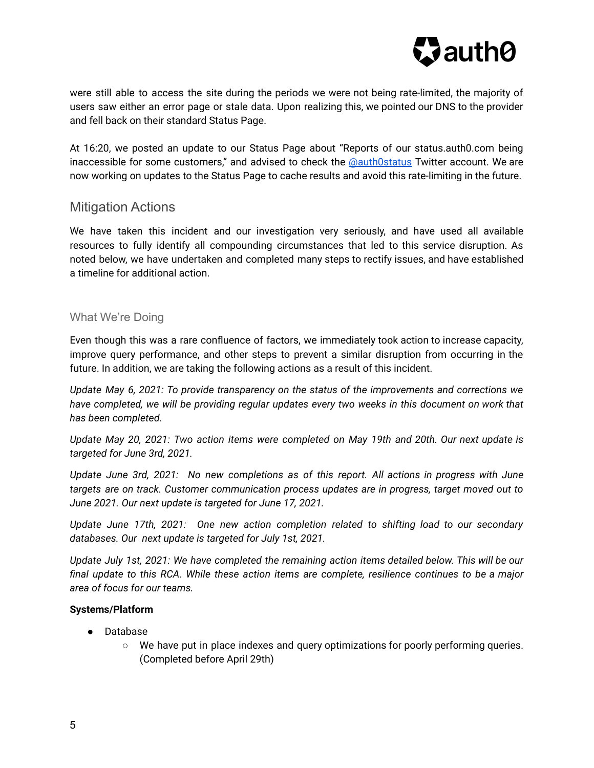were still able to access the site during the periods we were not being rate-limited, the majority of users saw either an error page or stale data. Upon realizing this, we pointed our DNS to the provider and fell back on their standard Status Page.

At 16:20, we posted an update to our Status Page about "Reports of our status.auth0.com being inaccessible for some customers," and advised to check the [@auth0status](https://twitter.com/auth0status) Twitter account. We are now working on updates to the Status Page to cache results and avoid this rate-limiting in the future.

## Mitigation Actions

We have taken this incident and our investigation very seriously, and have used all available resources to fully identify all compounding circumstances that led to this service disruption. As noted below, we have undertaken and completed many steps to rectify issues, and have established a timeline for additional action.

### What We're Doing

Even though this was a rare confluence of factors, we immediately took action to increase capacity, improve query performance, and other steps to prevent a similar disruption from occurring in the future. In addition, we are taking the following actions as a result of this incident.

*Update May 6, 2021: To provide transparency on the status of the improvements and corrections we have completed, we will be providing regular updates every two weeks in this document on work that has been completed.*

*Update May 20, 2021: Two action items were completed on May 19th and 20th. Our next update is targeted for June 3rd, 2021.*

*Update June 3rd, 2021: No new completions as of this report. All actions in progress with June targets are on track. Customer communication process updates are in progress, target moved out to June 2021. Our next update is targeted for June 17, 2021.*

*Update June 17th, 2021: One new action completion related to shifting load to our secondary databases. Our next update is targeted for July 1st, 2021.*

*Update July 1st, 2021: We have completed the remaining action items detailed below. This will be our final update to this RCA. While these action items are complete, resilience continues to be a major area of focus for our teams.*

**Systems/Platform**

- Database
  - We have put in place indexes and query optimizations for poorly performing queries. (Completed before April 29th)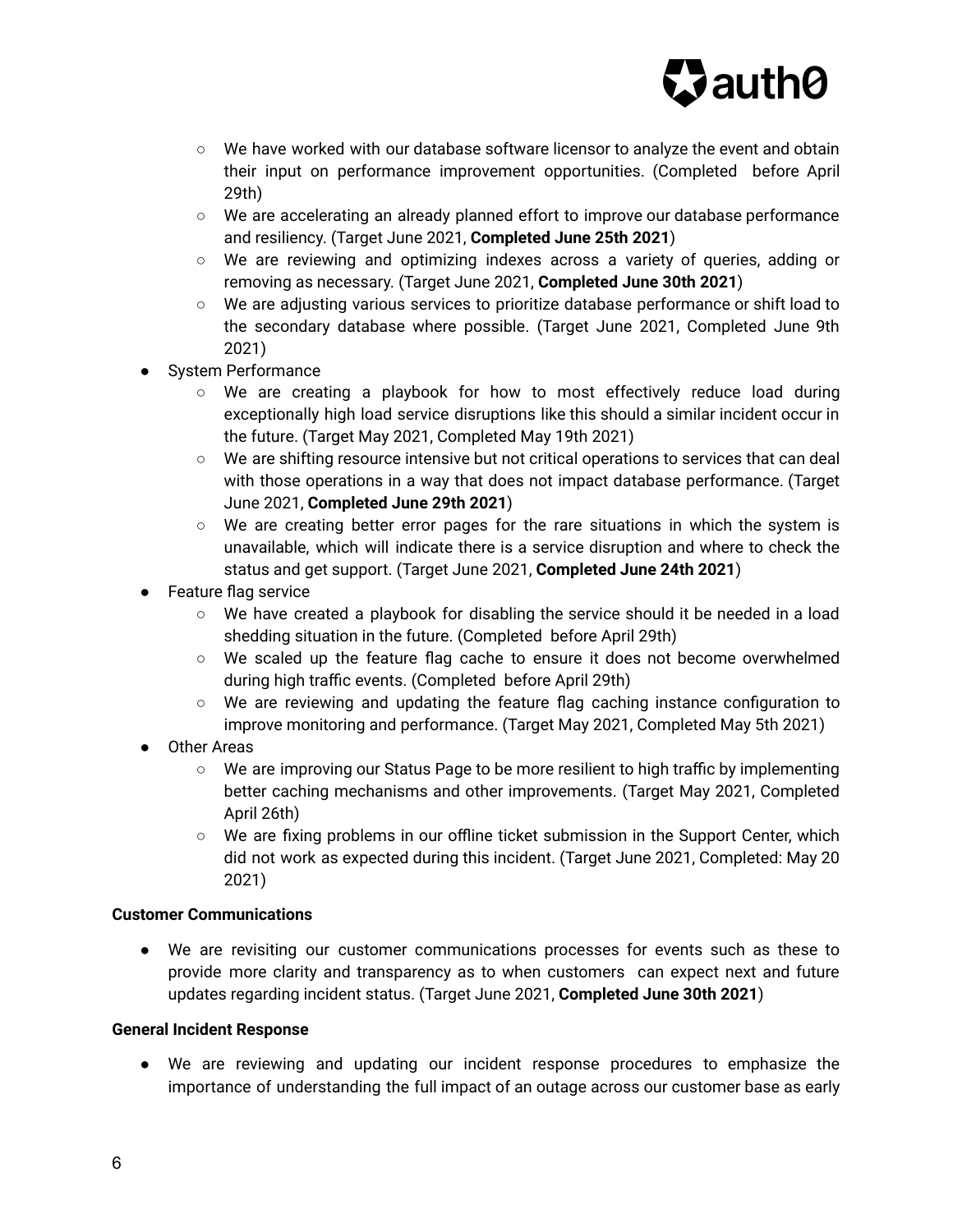- We have worked with our database software licensor to analyze the event and obtain their input on performance improvement opportunities. (Completed before April 29th)
    - We are accelerating an already planned effort to improve our database performance and resiliency. (Target June 2021, **Completed June 25th 2021**)
    - We are reviewing and optimizing indexes across a variety of queries, adding or removing as necessary. (Target June 2021, **Completed June 30th 2021**)
    - We are adjusting various services to prioritize database performance or shift load to the secondary database where possible. (Target June 2021, Completed June 9th 2021)
- System Performance
    - We are creating a playbook for how to most effectively reduce load during exceptionally high load service disruptions like this should a similar incident occur in the future. (Target May 2021, Completed May 19th 2021)
    - We are shifting resource intensive but not critical operations to services that can deal with those operations in a way that does not impact database performance. (Target June 2021, **Completed June 29th 2021**)
    - We are creating better error pages for the rare situations in which the system is unavailable, which will indicate there is a service disruption and where to check the status and get support. (Target June 2021, **Completed June 24th 2021**)
- Feature flag service
    - We have created a playbook for disabling the service should it be needed in a load shedding situation in the future. (Completed before April 29th)
    - We scaled up the feature flag cache to ensure it does not become overwhelmed during high traffic events. (Completed before April 29th)
    - We are reviewing and updating the feature flag caching instance configuration to improve monitoring and performance. (Target May 2021, Completed May 5th 2021)
- Other Areas
    - We are improving our Status Page to be more resilient to high traffic by implementing better caching mechanisms and other improvements. (Target May 2021, Completed April 26th)
    - We are fixing problems in our offline ticket submission in the Support Center, which did not work as expected during this incident. (Target June 2021, Completed: May 20 2021)

**Customer Communications**

- We are revisiting our customer communications processes for events such as these to provide more clarity and transparency as to when customers can expect next and future updates regarding incident status. (Target June 2021, **Completed June 30th 2021**)

**General Incident Response**

- We are reviewing and updating our incident response procedures to emphasize the importance of understanding the full impact of an outage across our customer base as early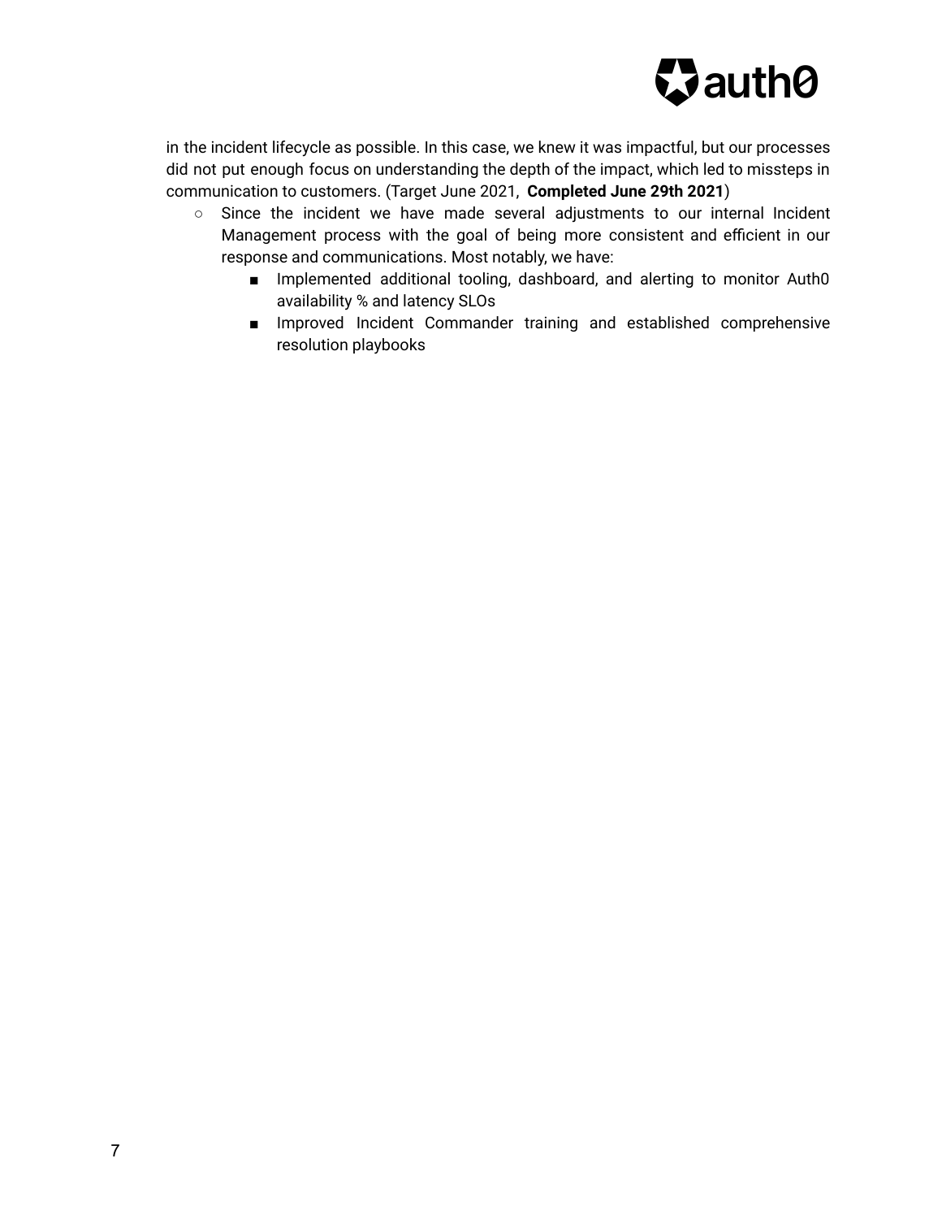in the incident lifecycle as possible. In this case, we knew it was impactful, but our processes did not put enough focus on understanding the depth of the impact, which led to missteps in communication to customers. (Target June 2021, **Completed June 29th 2021**)

- Since the incident we have made several adjustments to our internal Incident Management process with the goal of being more consistent and efficient in our response and communications. Most notably, we have:
    - Implemented additional tooling, dashboard, and alerting to monitor Auth0 availability % and latency SLOs
    - Improved Incident Commander training and established comprehensive resolution playbooks